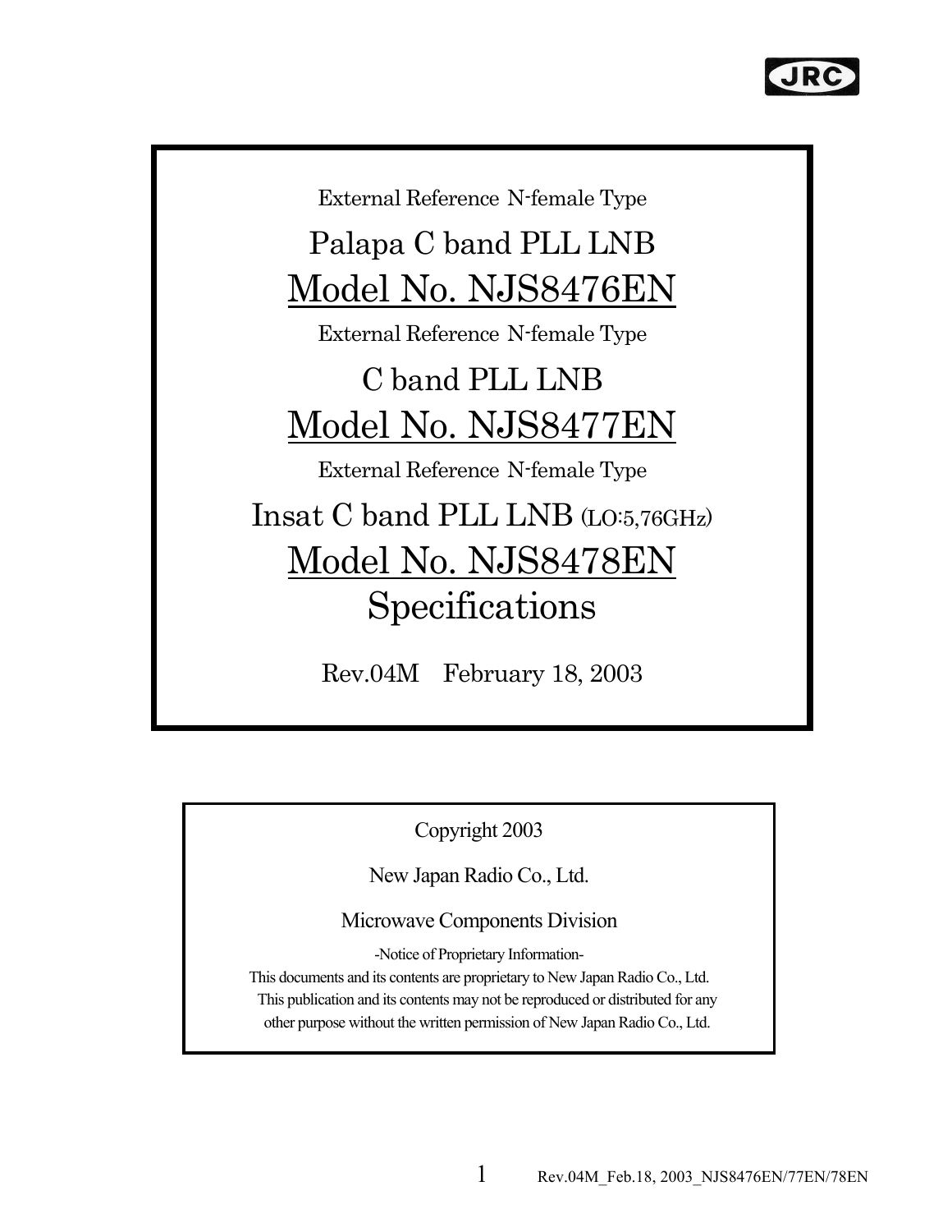External Reference N-female Type

# Palapa C band PLL LNB

# Model No. NJS8476EN

External Reference N-female Type

# C band PLL LNB

# Model No. NJS8477EN

External Reference N-female Type

# Insat C band PLL LNB (LO:5,76GHz)

# Model No. NJS8478EN

# Specifications

Rev.04M February 18, 2003

Copyright 2003

New Japan Radio Co., Ltd.

Microwave Components Division

-Notice of Proprietary Information-

This documents and its contents are proprietary to New Japan Radio Co., Ltd. This publication and its contents may not be reproduced or distributed for any other purpose without the written permission of New Japan Radio Co., Ltd.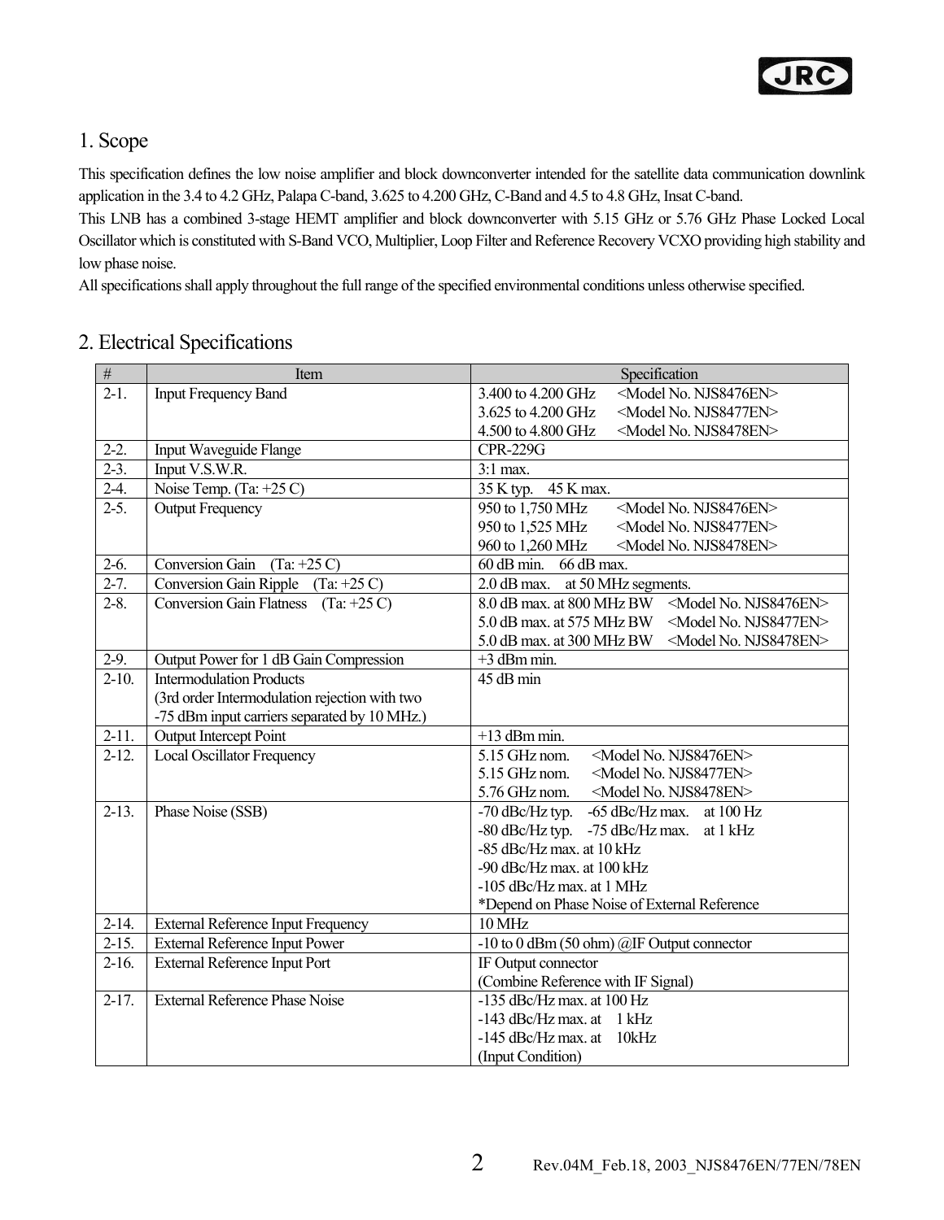## 1. Scope

This specification defines the low noise amplifier and block downconverter intended for the satellite data communication downlink application in the 3.4 to 4.2 GHz, Palapa C-band, 3.625 to 4.200 GHz, C-Band and 4.5 to 4.8 GHz, Insat C-band.

This LNB has a combined 3-stage HEMT amplifier and block downconverter with 5.15 GHz or 5.76 GHz Phase Locked Local Oscillator which is constituted with S-Band VCO, Multiplier, Loop Filter and Reference Recovery VCXO providing high stability and low phase noise.

All specifications shall apply throughout the full range of the specified environmental conditions unless otherwise specified.

## 2. Electrical Specifications

| # | Item | Specification |
|---|---|---|
| 2-1. | Input Frequency Band | 3.400 to 4.200 GHz <Model No. NJS8476EN><br>3.625 to 4.200 GHz <Model No. NJS8477EN><br>4.500 to 4.800 GHz <Model No. NJS8478EN> |
| 2-2. | Input Waveguide Flange | CPR-229G |
| 2-3. | Input V.S.W.R. | 3:1 max. |
| 2-4. | Noise Temp. (Ta: +25 C) | 35 K typ. 45 K max. |
| 2-5. | Output Frequency | 950 to 1,750 MHz <Model No. NJS8476EN><br>950 to 1,525 MHz <Model No. NJS8477EN><br>960 to 1,260 MHz <Model No. NJS8478EN> |
| 2-6. | Conversion Gain (Ta: +25 C) | 60 dB min. 66 dB max. |
| 2-7. | Conversion Gain Ripple (Ta: +25 C) | 2.0 dB max. at 50 MHz segments. |
| 2-8. | Conversion Gain Flatness (Ta: +25 C) | 8.0 dB max. at 800 MHz BW <Model No. NJS8476EN><br>5.0 dB max. at 575 MHz BW <Model No. NJS8477EN><br>5.0 dB max. at 300 MHz BW <Model No. NJS8478EN> |
| 2-9. | Output Power for 1 dB Gain Compression | +3 dBm min. |
| 2-10. | Intermodulation Products<br>(3rd order Intermodulation rejection with two -75 dBm input carriers separated by 10 MHz.) | 45 dB min |
| 2-11. | Output Intercept Point | +13 dBm min. |
| 2-12. | Local Oscillator Frequency | 5.15 GHz nom. <Model No. NJS8476EN><br>5.15 GHz nom. <Model No. NJS8477EN><br>5.76 GHz nom. <Model No. NJS8478EN> |
| 2-13. | Phase Noise (SSB) | -70 dBc/Hz typ. -65 dBc/Hz max. at 100 Hz<br>-80 dBc/Hz typ. -75 dBc/Hz max. at 1 kHz<br>-85 dBc/Hz max. at 10 kHz<br>-90 dBc/Hz max. at 100 kHz<br>-105 dBc/Hz max. at 1 MHz<br>*Depend on Phase Noise of External Reference |
| 2-14. | External Reference Input Frequency | 10 MHz |
| 2-15. | External Reference Input Power | -10 to 0 dBm (50 ohm) @IF Output connector |
| 2-16. | External Reference Input Port | IF Output connector<br>(Combine Reference with IF Signal) |
| 2-17. | External Reference Phase Noise | -135 dBc/Hz max. at 100 Hz<br>-143 dBc/Hz max. at 1 kHz<br>-145 dBc/Hz max. at 10kHz<br>(Input Condition) |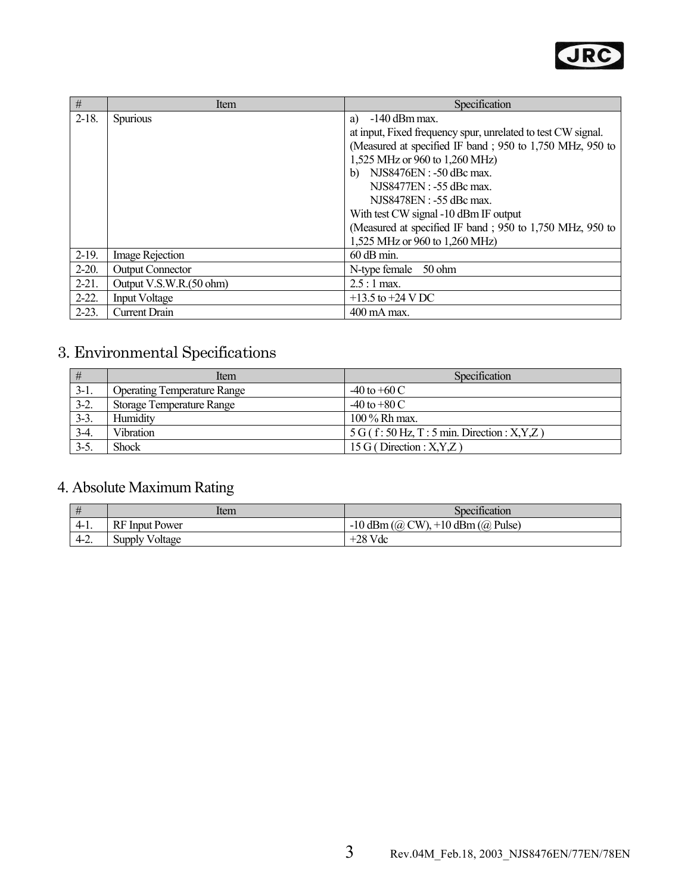| # | Item | Specification |
|---|---|---|
| 2-18. | Spurious | a) -140 dBm max.<br>at input, Fixed frequency spur, unrelated to test CW signal.<br>(Measured at specified IF band ; 950 to 1,750 MHz, 950 to 1,525 MHz or 960 to 1,260 MHz)<br>b) NJS8476EN : -50 dBc max.<br>NJS8477EN : -55 dBc max.<br>NJS8478EN : -55 dBc max.<br>With test CW signal -10 dBm IF output<br>(Measured at specified IF band ; 950 to 1,750 MHz, 950 to 1,525 MHz or 960 to 1,260 MHz) |
| 2-19. | Image Rejection | 60 dB min. |
| 2-20. | Output Connector | N-type female 50 ohm |
| 2-21. | Output V.S.W.R.(50 ohm) | 2.5 : 1 max. |
| 2-22. | Input Voltage | +13.5 to +24 V DC |
| 2-23. | Current Drain | 400 mA max. |

## 3. Environmental Specifications

| # | Item | Specification |
|---|---|---|
| 3-1. | Operating Temperature Range | -40 to +60 C |
| 3-2. | Storage Temperature Range | -40 to +80 C |
| 3-3. | Humidity | 100 % Rh max. |
| 3-4. | Vibration | 5 G ( f : 50 Hz, T : 5 min. Direction : X,Y,Z ) |
| 3-5. | Shock | 15 G ( Direction : X,Y,Z ) |

## 4. Absolute Maximum Rating

| # | Item | Specification |
|---|---|---|
| 4-1. | RF Input Power | -10 dBm (@ CW), +10 dBm (@ Pulse) |
| 4-2. | Supply Voltage | +28 Vdc |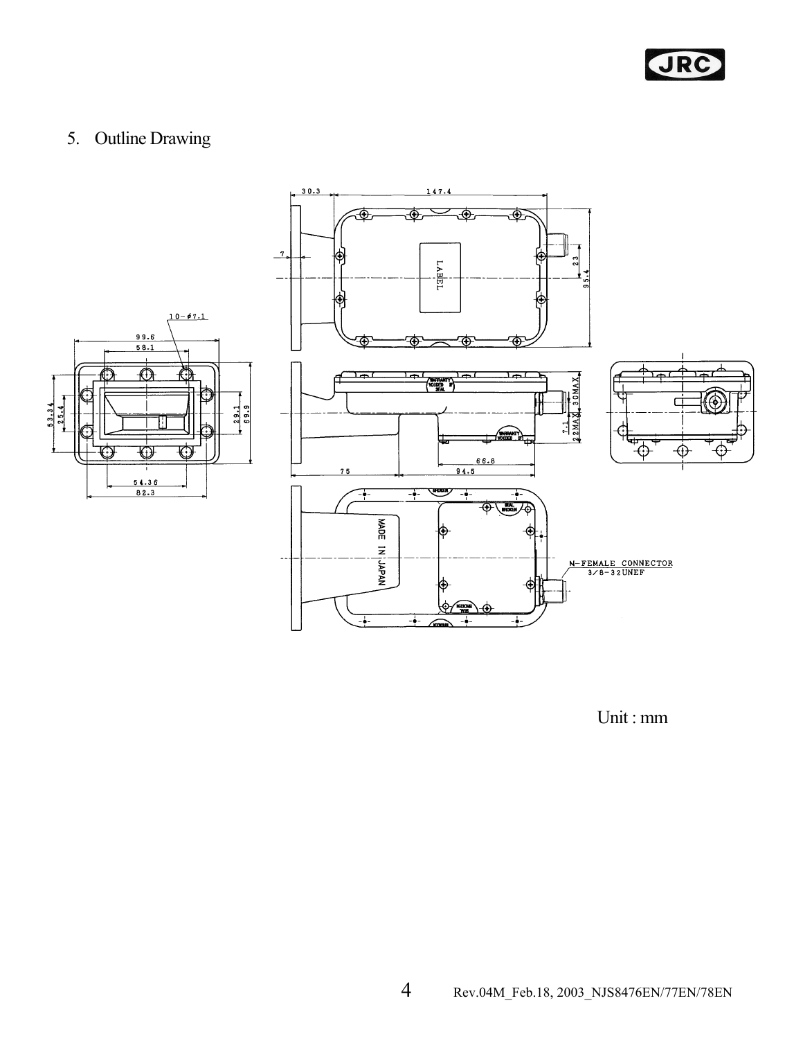## 5. Outline Drawing

30.3
147.4
7
LABEL
23
95.4
10-φ7.1
99.6
58.1
53.34
25.4
29.1
69.9
54.36
82.3
WARRANTY VOIDED IF SEAL
30MAX
7.1
22MAX
66.8
75
94.5
BROKEN
SEAL BROKEN
MADE IN JAPAN
N-FEMALE CONNECTOR
3/8-32UNEF

Unit : mm